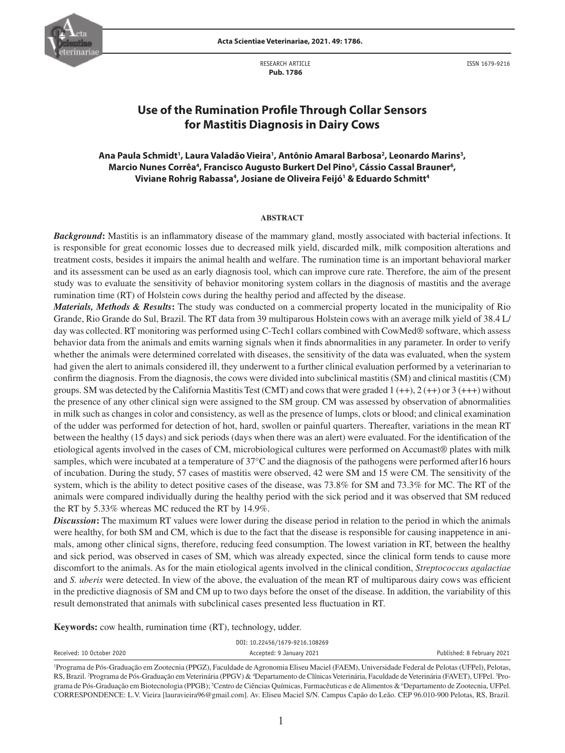RESEARCH ARTICLE
**Pub. 1786**

ISSN 1679-9216

# Use of the Rumination Profile Through Collar Sensors for Mastitis Diagnosis in Dairy Cows

**Ana Paula Schmidt[1], Laura Valadão Vieira[1], Antônio Amaral Barbosa[2], Leonardo Marins[3], Marcio Nunes Corrêa[4], Francisco Augusto Burkert Del Pino[5], Cássio Cassal Brauner[6], Viviane Rohrig Rabassa[4], Josiane de Oliveira Feijó[1] & Eduardo Schmitt[4]**

## ABSTRACT

***Background*:** Mastitis is an inflammatory disease of the mammary gland, mostly associated with bacterial infections. It is responsible for great economic losses due to decreased milk yield, discarded milk, milk composition alterations and treatment costs, besides it impairs the animal health and welfare. The rumination time is an important behavioral marker and its assessment can be used as an early diagnosis tool, which can improve cure rate. Therefore, the aim of the present study was to evaluate the sensitivity of behavior monitoring system collars in the diagnosis of mastitis and the average rumination time (RT) of Holstein cows during the healthy period and affected by the disease.

***Materials, Methods & Results*:** The study was conducted on a commercial property located in the municipality of Rio Grande, Rio Grande do Sul, Brazil. The RT data from 39 multiparous Holstein cows with an average milk yield of 38.4 L/day was collected. RT monitoring was performed using C-Tech1 collars combined with CowMed® software, which assess behavior data from the animals and emits warning signals when it finds abnormalities in any parameter. In order to verify whether the animals were determined correlated with diseases, the sensitivity of the data was evaluated, when the system had given the alert to animals considered ill, they underwent to a further clinical evaluation performed by a veterinarian to confirm the diagnosis. From the diagnosis, the cows were divided into subclinical mastitis (SM) and clinical mastitis (CM) groups. SM was detected by the California Mastitis Test (CMT) and cows that were graded 1 (++), 2 (++) or 3 (+++) without the presence of any other clinical sign were assigned to the SM group. CM was assessed by observation of abnormalities in milk such as changes in color and consistency, as well as the presence of lumps, clots or blood; and clinical examination of the udder was performed for detection of hot, hard, swollen or painful quarters. Thereafter, variations in the mean RT between the healthy (15 days) and sick periods (days when there was an alert) were evaluated. For the identification of the etiological agents involved in the cases of CM, microbiological cultures were performed on Accumast® plates with milk samples, which were incubated at a temperature of 37°C and the diagnosis of the pathogens were performed after16 hours of incubation. During the study, 57 cases of mastitis were observed, 42 were SM and 15 were CM. The sensitivity of the system, which is the ability to detect positive cases of the disease, was 73.8% for SM and 73.3% for MC. The RT of the animals were compared individually during the healthy period with the sick period and it was observed that SM reduced the RT by 5.33% whereas MC reduced the RT by 14.9%.

***Discussion*:** The maximum RT values were lower during the disease period in relation to the period in which the animals were healthy, for both SM and CM, which is due to the fact that the disease is responsible for causing inappetence in animals, among other clinical signs, therefore, reducing feed consumption. The lowest variation in RT, between the healthy and sick period, was observed in cases of SM, which was already expected, since the clinical form tends to cause more discomfort to the animals. As for the main etiological agents involved in the clinical condition, *Streptococcus agalactiae* and *S. uberis* were detected. In view of the above, the evaluation of the mean RT of multiparous dairy cows was efficient in the predictive diagnosis of SM and CM up to two days before the onset of the disease. In addition, the variability of this result demonstrated that animals with subclinical cases presented less fluctuation in RT.

**Keywords:** cow health, rumination time (RT), technology, udder.

DOI: 10.22456/1679-9216.108269

Received: 10 October 2020 | Accepted: 9 January 2021 | Published: 8 February 2021

[1]Programa de Pós-Graduação em Zootecnia (PPGZ), Faculdade de Agronomia Eliseu Maciel (FAEM), Universidade Federal de Pelotas (UFPel), Pelotas, RS, Brazil. [2]Programa de Pós-Graduação em Veterinária (PPGV) & [4]Departamento de Clínicas Veterinária, Faculdade de Veterinária (FAVET), UFPel. [3]Programa de Pós-Graduação em Biotecnologia (PPGB); [5]Centro de Ciências Químicas, Farmacêuticas e de Alimentos & [6]Departamento de Zootecnia, UFPel. CORRESPONDENCE: L.V. Vieira [lauravieira96@gmail.com]. Av. Eliseu Maciel S/N. Campus Capão do Leão. CEP 96.010-900 Pelotas, RS, Brazil.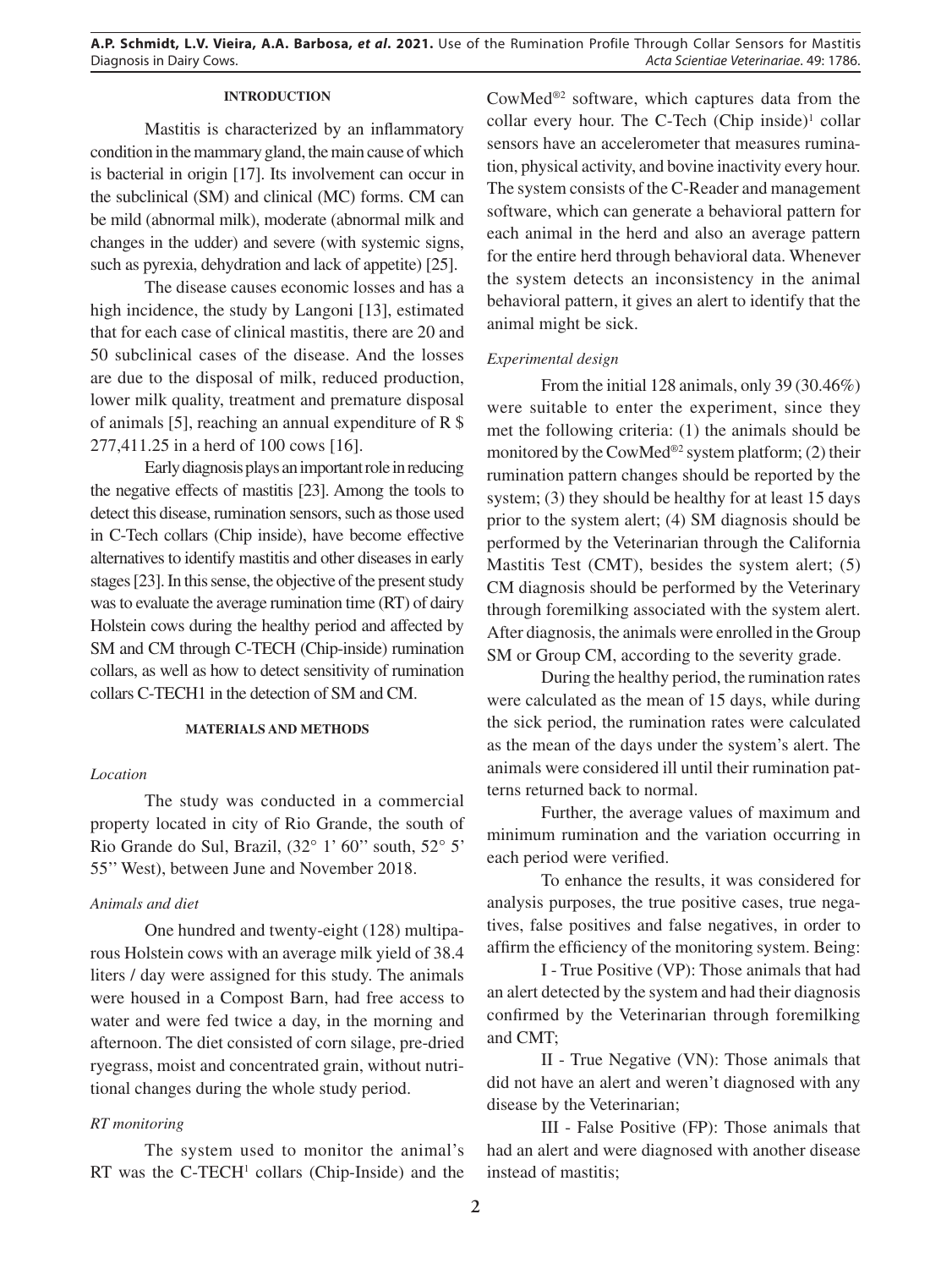## INTRODUCTION

Mastitis is characterized by an inflammatory condition in the mammary gland, the main cause of which is bacterial in origin [17]. Its involvement can occur in the subclinical (SM) and clinical (MC) forms. CM can be mild (abnormal milk), moderate (abnormal milk and changes in the udder) and severe (with systemic signs, such as pyrexia, dehydration and lack of appetite) [25].

The disease causes economic losses and has a high incidence, the study by Langoni [13], estimated that for each case of clinical mastitis, there are 20 and 50 subclinical cases of the disease. And the losses are due to the disposal of milk, reduced production, lower milk quality, treatment and premature disposal of animals [5], reaching an annual expenditure of R $ 277,411.25 in a herd of 100 cows [16].

Early diagnosis plays an important role in reducing the negative effects of mastitis [23]. Among the tools to detect this disease, rumination sensors, such as those used in C-Tech collars (Chip inside), have become effective alternatives to identify mastitis and other diseases in early stages [23]. In this sense, the objective of the present study was to evaluate the average rumination time (RT) of dairy Holstein cows during the healthy period and affected by SM and CM through C-TECH (Chip-inside) rumination collars, as well as how to detect sensitivity of rumination collars C-TECH1 in the detection of SM and CM.

## MATERIALS AND METHODS

### *Location*

The study was conducted in a commercial property located in city of Rio Grande, the south of Rio Grande do Sul, Brazil, (32° 1' 60'' south, 52° 5' 55'' West), between June and November 2018.

### *Animals and diet*

One hundred and twenty-eight (128) multiparous Holstein cows with an average milk yield of 38.4 liters / day were assigned for this study. The animals were housed in a Compost Barn, had free access to water and were fed twice a day, in the morning and afternoon. The diet consisted of corn silage, pre-dried ryegrass, moist and concentrated grain, without nutritional changes during the whole study period.

### *RT monitoring*

The system used to monitor the animal's RT was the C-TECH[1] collars (Chip-Inside) and the CowMed®[2] software, which captures data from the collar every hour. The C-Tech (Chip inside)[1] collar sensors have an accelerometer that measures rumination, physical activity, and bovine inactivity every hour. The system consists of the C-Reader and management software, which can generate a behavioral pattern for each animal in the herd and also an average pattern for the entire herd through behavioral data. Whenever the system detects an inconsistency in the animal behavioral pattern, it gives an alert to identify that the animal might be sick.

### *Experimental design*

From the initial 128 animals, only 39 (30.46%) were suitable to enter the experiment, since they met the following criteria: (1) the animals should be monitored by the CowMed®[2] system platform; (2) their rumination pattern changes should be reported by the system; (3) they should be healthy for at least 15 days prior to the system alert; (4) SM diagnosis should be performed by the Veterinarian through the California Mastitis Test (CMT), besides the system alert; (5) CM diagnosis should be performed by the Veterinary through foremilking associated with the system alert. After diagnosis, the animals were enrolled in the Group SM or Group CM, according to the severity grade.

During the healthy period, the rumination rates were calculated as the mean of 15 days, while during the sick period, the rumination rates were calculated as the mean of the days under the system's alert. The animals were considered ill until their rumination patterns returned back to normal.

Further, the average values of maximum and minimum rumination and the variation occurring in each period were verified.

To enhance the results, it was considered for analysis purposes, the true positive cases, true negatives, false positives and false negatives, in order to affirm the efficiency of the monitoring system. Being:

I - True Positive (VP): Those animals that had an alert detected by the system and had their diagnosis confirmed by the Veterinarian through foremilking and CMT;

II - True Negative (VN): Those animals that did not have an alert and weren't diagnosed with any disease by the Veterinarian;

III - False Positive (FP): Those animals that had an alert and were diagnosed with another disease instead of mastitis;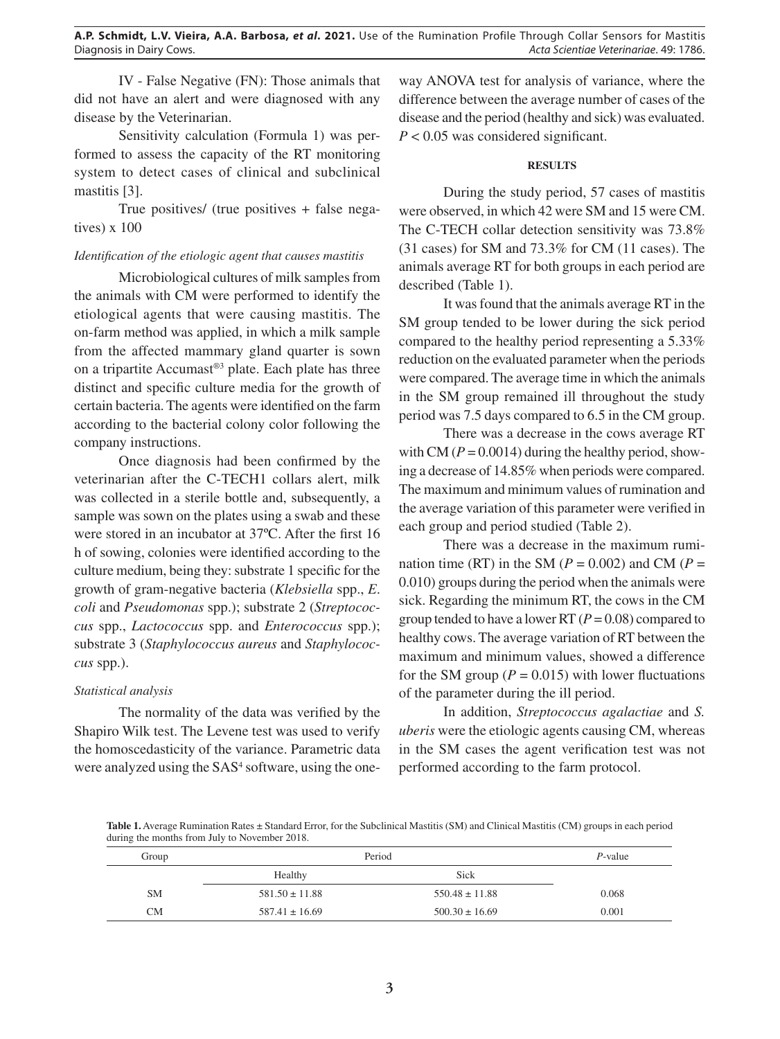IV - False Negative (FN): Those animals that did not have an alert and were diagnosed with any disease by the Veterinarian.

Sensitivity calculation (Formula 1) was performed to assess the capacity of the RT monitoring system to detect cases of clinical and subclinical mastitis [3].

True positives/ (true positives + false negatives) x 100

*Identification of the etiologic agent that causes mastitis*

Microbiological cultures of milk samples from the animals with CM were performed to identify the etiological agents that were causing mastitis. The on-farm method was applied, in which a milk sample from the affected mammary gland quarter is sown on a tripartite Accumast®[3] plate. Each plate has three distinct and specific culture media for the growth of certain bacteria. The agents were identified on the farm according to the bacterial colony color following the company instructions.

Once diagnosis had been confirmed by the veterinarian after the C-TECH1 collars alert, milk was collected in a sterile bottle and, subsequently, a sample was sown on the plates using a swab and these were stored in an incubator at 37ºC. After the first 16 h of sowing, colonies were identified according to the culture medium, being they: substrate 1 specific for the growth of gram-negative bacteria (*Klebsiella* spp., *E. coli* and *Pseudomonas* spp.); substrate 2 (*Streptococcus* spp., *Lactococcus* spp. and *Enterococcus* spp.); substrate 3 (*Staphylococcus aureus* and *Staphylococcus* spp.).

*Statistical analysis*

The normality of the data was verified by the Shapiro Wilk test. The Levene test was used to verify the homoscedasticity of the variance. Parametric data were analyzed using the SAS[4] software, using the one-way ANOVA test for analysis of variance, where the difference between the average number of cases of the disease and the period (healthy and sick) was evaluated. $P < 0.05$ was considered significant.

## RESULTS

During the study period, 57 cases of mastitis were observed, in which 42 were SM and 15 were CM. The C-TECH collar detection sensitivity was 73.8% (31 cases) for SM and 73.3% for CM (11 cases). The animals average RT for both groups in each period are described (Table 1).

It was found that the animals average RT in the SM group tended to be lower during the sick period compared to the healthy period representing a 5.33% reduction on the evaluated parameter when the periods were compared. The average time in which the animals in the SM group remained ill throughout the study period was 7.5 days compared to 6.5 in the CM group.

There was a decrease in the cows average RT with CM ($P = 0.0014$) during the healthy period, showing a decrease of 14.85% when periods were compared. The maximum and minimum values of rumination and the average variation of this parameter were verified in each group and period studied (Table 2).

There was a decrease in the maximum rumination time (RT) in the SM ($P = 0.002$) and CM ($P = 0.010$) groups during the period when the animals were sick. Regarding the minimum RT, the cows in the CM group tended to have a lower RT ($P = 0.08$) compared to healthy cows. The average variation of RT between the maximum and minimum values, showed a difference for the SM group ($P = 0.015$) with lower fluctuations of the parameter during the ill period.

In addition, *Streptococcus agalactiae* and *S. uberis* were the etiologic agents causing CM, whereas in the SM cases the agent verification test was not performed according to the farm protocol.

**Table 1.** Average Rumination Rates ± Standard Error, for the Subclinical Mastitis (SM) and Clinical Mastitis (CM) groups in each period during the months from July to November 2018.

| Group | Period | | *P*-value |
|---|---|---|---|
| | Healthy | Sick | |
| SM | 581.50 ± 11.88 | 550.48 ± 11.88 | 0.068 |
| CM | 587.41 ± 16.69 | 500.30 ± 16.69 | 0.001 |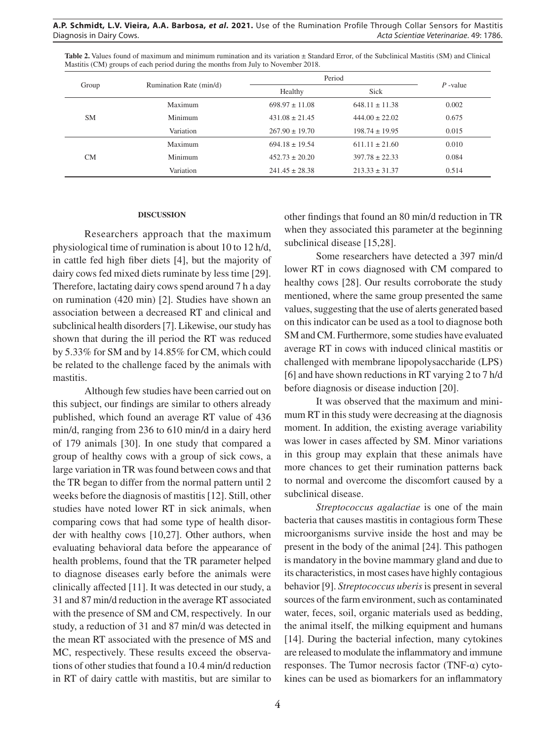**Table 2.** Values found of maximum and minimum rumination and its variation ± Standard Error, of the Subclinical Mastitis (SM) and Clinical Mastitis (CM) groups of each period during the months from July to November 2018.

| Group | Rumination Rate (min/d) | Period | | *P* -value |
|---|---|---|---|---|
| | | Healthy | Sick | |
| SM | Maximum | 698.97 ± 11.08 | 648.11 ± 11.38 | 0.002 |
| | Minimum | 431.08 ± 21.45 | 444.00 ± 22.02 | 0.675 |
| | Variation | 267.90 ± 19.70 | 198.74 ± 19.95 | 0.015 |
| CM | Maximum | 694.18 ± 19.54 | 611.11 ± 21.60 | 0.010 |
| | Minimum | 452.73 ± 20.20 | 397.78 ± 22.33 | 0.084 |
| | Variation | 241.45 ± 28.38 | 213.33 ± 31.37 | 0.514 |

## DISCUSSION

Researchers approach that the maximum physiological time of rumination is about 10 to 12 h/d, in cattle fed high fiber diets [4], but the majority of dairy cows fed mixed diets ruminate by less time [29]. Therefore, lactating dairy cows spend around 7 h a day on rumination (420 min) [2]. Studies have shown an association between a decreased RT and clinical and subclinical health disorders [7]. Likewise, our study has shown that during the ill period the RT was reduced by 5.33% for SM and by 14.85% for CM, which could be related to the challenge faced by the animals with mastitis.

Although few studies have been carried out on this subject, our findings are similar to others already published, which found an average RT value of 436 min/d, ranging from 236 to 610 min/d in a dairy herd of 179 animals [30]. In one study that compared a group of healthy cows with a group of sick cows, a large variation in TR was found between cows and that the TR began to differ from the normal pattern until 2 weeks before the diagnosis of mastitis [12]. Still, other studies have noted lower RT in sick animals, when comparing cows that had some type of health disorder with healthy cows [10,27]. Other authors, when evaluating behavioral data before the appearance of health problems, found that the TR parameter helped to diagnose diseases early before the animals were clinically affected [11]. It was detected in our study, a 31 and 87 min/d reduction in the average RT associated with the presence of SM and CM, respectively. In our study, a reduction of 31 and 87 min/d was detected in the mean RT associated with the presence of MS and MC, respectively. These results exceed the observations of other studies that found a 10.4 min/d reduction in RT of dairy cattle with mastitis, but are similar to other findings that found an 80 min/d reduction in TR when they associated this parameter at the beginning subclinical disease [15,28].

Some researchers have detected a 397 min/d lower RT in cows diagnosed with CM compared to healthy cows [28]. Our results corroborate the study mentioned, where the same group presented the same values, suggesting that the use of alerts generated based on this indicator can be used as a tool to diagnose both SM and CM. Furthermore, some studies have evaluated average RT in cows with induced clinical mastitis or challenged with membrane lipopolysaccharide (LPS) [6] and have shown reductions in RT varying 2 to 7 h/d before diagnosis or disease induction [20].

It was observed that the maximum and minimum RT in this study were decreasing at the diagnosis moment. In addition, the existing average variability was lower in cases affected by SM. Minor variations in this group may explain that these animals have more chances to get their rumination patterns back to normal and overcome the discomfort caused by a subclinical disease.

*Streptococcus agalactiae* is one of the main bacteria that causes mastitis in contagious form These microorganisms survive inside the host and may be present in the body of the animal [24]. This pathogen is mandatory in the bovine mammary gland and due to its characteristics, in most cases have highly contagious behavior [9]. *Streptococcus uberis* is present in several sources of the farm environment, such as contaminated water, feces, soil, organic materials used as bedding, the animal itself, the milking equipment and humans [14]. During the bacterial infection, many cytokines are released to modulate the inflammatory and immune responses. The Tumor necrosis factor (TNF-$\alpha$) cytokines can be used as biomarkers for an inflammatory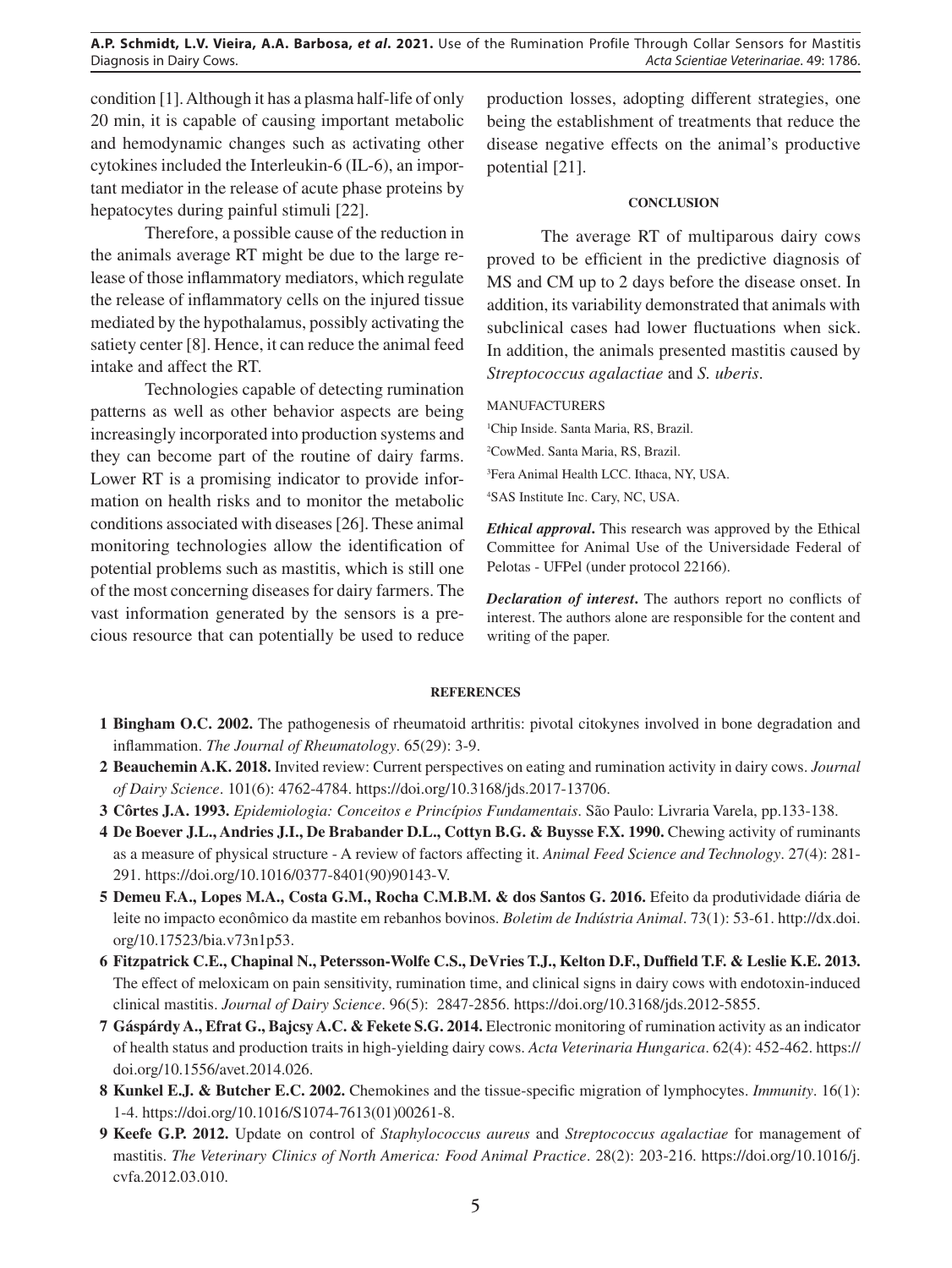condition [1]. Although it has a plasma half-life of only 20 min, it is capable of causing important metabolic and hemodynamic changes such as activating other cytokines included the Interleukin-6 (IL-6), an important mediator in the release of acute phase proteins by hepatocytes during painful stimuli [22].

Therefore, a possible cause of the reduction in the animals average RT might be due to the large release of those inflammatory mediators, which regulate the release of inflammatory cells on the injured tissue mediated by the hypothalamus, possibly activating the satiety center [8]. Hence, it can reduce the animal feed intake and affect the RT.

Technologies capable of detecting rumination patterns as well as other behavior aspects are being increasingly incorporated into production systems and they can become part of the routine of dairy farms. Lower RT is a promising indicator to provide information on health risks and to monitor the metabolic conditions associated with diseases [26]. These animal monitoring technologies allow the identification of potential problems such as mastitis, which is still one of the most concerning diseases for dairy farmers. The vast information generated by the sensors is a precious resource that can potentially be used to reduce production losses, adopting different strategies, one being the establishment of treatments that reduce the disease negative effects on the animal's productive potential [21].

## CONCLUSION

The average RT of multiparous dairy cows proved to be efficient in the predictive diagnosis of MS and CM up to 2 days before the disease onset. In addition, its variability demonstrated that animals with subclinical cases had lower fluctuations when sick. In addition, the animals presented mastitis caused by *Streptococcus agalactiae* and *S. uberis*.

MANUFACTURERS

[1]Chip Inside. Santa Maria, RS, Brazil.

[2]CowMed. Santa Maria, RS, Brazil.

[3]Fera Animal Health LCC. Ithaca, NY, USA.

[4]SAS Institute Inc. Cary, NC, USA.

***Ethical approval*.** This research was approved by the Ethical Committee for Animal Use of the Universidade Federal of Pelotas - UFPel (under protocol 22166).

***Declaration of interest*.** The authors report no conflicts of interest. The authors alone are responsible for the content and writing of the paper.

## REFERENCES

**1 Bingham O.C. 2002.** The pathogenesis of rheumatoid arthritis: pivotal citokynes involved in bone degradation and inflammation. *The Journal of Rheumatology*. 65(29): 3-9.

**2 Beauchemin A.K. 2018.** Invited review: Current perspectives on eating and rumination activity in dairy cows. *Journal of Dairy Science*. 101(6): 4762-4784. https://doi.org/10.3168/jds.2017-13706.

**3 Côrtes J.A. 1993.** *Epidemiologia: Conceitos e Princípios Fundamentais*. São Paulo: Livraria Varela, pp.133-138.

**4 De Boever J.L., Andries J.I., De Brabander D.L., Cottyn B.G. & Buysse F.X. 1990.** Chewing activity of ruminants as a measure of physical structure - A review of factors affecting it. *Animal Feed Science and Technology*. 27(4): 281-291. https://doi.org/10.1016/0377-8401(90)90143-V.

**5 Demeu F.A., Lopes M.A., Costa G.M., Rocha C.M.B.M. & dos Santos G. 2016.** Efeito da produtividade diária de leite no impacto econômico da mastite em rebanhos bovinos. *Boletim de Indústria Animal*. 73(1): 53-61. http://dx.doi.org/10.17523/bia.v73n1p53.

**6 Fitzpatrick C.E., Chapinal N., Petersson-Wolfe C.S., DeVries T.J., Kelton D.F., Duffield T.F. & Leslie K.E. 2013.** The effect of meloxicam on pain sensitivity, rumination time, and clinical signs in dairy cows with endotoxin-induced clinical mastitis. *Journal of Dairy Science*. 96(5): 2847-2856. https://doi.org/10.3168/jds.2012-5855.

**7 Gáspárdy A., Efrat G., Bajcsy A.C. & Fekete S.G. 2014.** Electronic monitoring of rumination activity as an indicator of health status and production traits in high-yielding dairy cows. *Acta Veterinaria Hungarica*. 62(4): 452-462. https://doi.org/10.1556/avet.2014.026.

**8 Kunkel E.J. & Butcher E.C. 2002.** Chemokines and the tissue-specific migration of lymphocytes. *Immunity*. 16(1): 1-4. https://doi.org/10.1016/S1074-7613(01)00261-8.

**9 Keefe G.P. 2012.** Update on control of *Staphylococcus aureus* and *Streptococcus agalactiae* for management of mastitis. *The Veterinary Clinics of North America: Food Animal Practice*. 28(2): 203-216. https://doi.org/10.1016/j.cvfa.2012.03.010.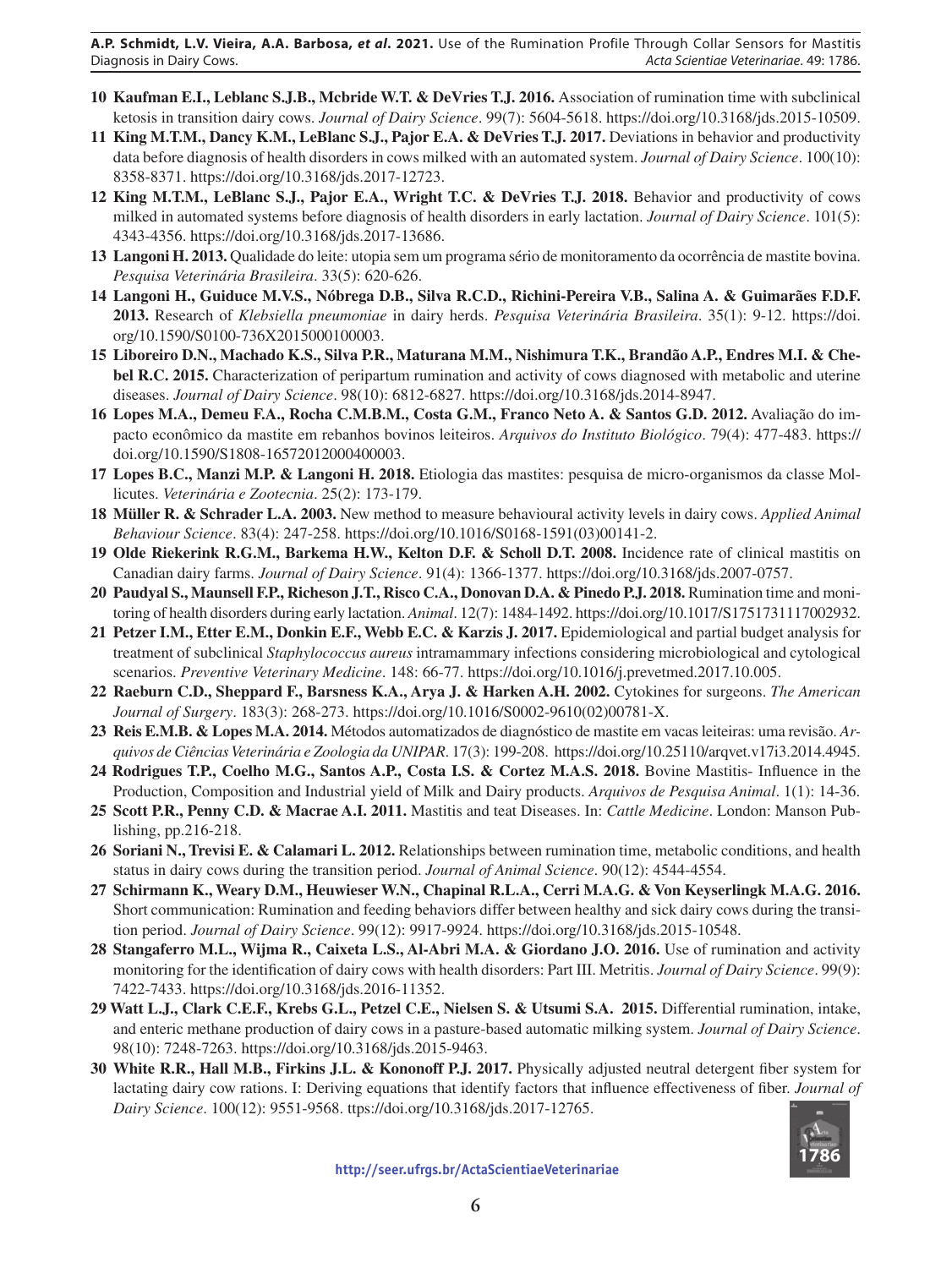**10 Kaufman E.I., Leblanc S.J.B., Mcbride W.T. & DeVries T.J. 2016.** Association of rumination time with subclinical ketosis in transition dairy cows. *Journal of Dairy Science*. 99(7): 5604-5618. https://doi.org/10.3168/jds.2015-10509.

**11 King M.T.M., Dancy K.M., LeBlanc S.J., Pajor E.A. & DeVries T.J. 2017.** Deviations in behavior and productivity data before diagnosis of health disorders in cows milked with an automated system. *Journal of Dairy Science*. 100(10): 8358-8371. https://doi.org/10.3168/jds.2017-12723.

**12 King M.T.M., LeBlanc S.J., Pajor E.A., Wright T.C. & DeVries T.J. 2018.** Behavior and productivity of cows milked in automated systems before diagnosis of health disorders in early lactation. *Journal of Dairy Science*. 101(5): 4343-4356. https://doi.org/10.3168/jds.2017-13686.

**13 Langoni H. 2013.** Qualidade do leite: utopia sem um programa sério de monitoramento da ocorrência de mastite bovina. *Pesquisa Veterinária Brasileira*. 33(5): 620-626.

**14 Langoni H., Guiduce M.V.S., Nóbrega D.B., Silva R.C.D., Richini-Pereira V.B., Salina A. & Guimarães F.D.F. 2013.** Research of *Klebsiella pneumoniae* in dairy herds. *Pesquisa Veterinária Brasileira*. 35(1): 9-12. https://doi.org/10.1590/S0100-736X2015000100003.

**15 Liboreiro D.N., Machado K.S., Silva P.R., Maturana M.M., Nishimura T.K., Brandão A.P., Endres M.I. & Chebel R.C. 2015.** Characterization of peripartum rumination and activity of cows diagnosed with metabolic and uterine diseases. *Journal of Dairy Science*. 98(10): 6812-6827. https://doi.org/10.3168/jds.2014-8947.

**16 Lopes M.A., Demeu F.A., Rocha C.M.B.M., Costa G.M., Franco Neto A. & Santos G.D. 2012.** Avaliação do impacto econômico da mastite em rebanhos bovinos leiteiros. *Arquivos do Instituto Biológico*. 79(4): 477-483. https://doi.org/10.1590/S1808-16572012000400003.

**17 Lopes B.C., Manzi M.P. & Langoni H. 2018.** Etiologia das mastites: pesquisa de micro-organismos da classe Mollicutes. *Veterinária e Zootecnia*. 25(2): 173-179.

**18 Müller R. & Schrader L.A. 2003.** New method to measure behavioural activity levels in dairy cows. *Applied Animal Behaviour Science*. 83(4): 247-258. https://doi.org/10.1016/S0168-1591(03)00141-2.

**19 Olde Riekerink R.G.M., Barkema H.W., Kelton D.F. & Scholl D.T. 2008.** Incidence rate of clinical mastitis on Canadian dairy farms. *Journal of Dairy Science*. 91(4): 1366-1377. https://doi.org/10.3168/jds.2007-0757.

**20 Paudyal S., Maunsell F.P., Richeson J.T., Risco C.A., Donovan D.A. & Pinedo P.J. 2018.** Rumination time and monitoring of health disorders during early lactation. *Animal*. 12(7): 1484-1492. https://doi.org/10.1017/S1751731117002932.

**21 Petzer I.M., Etter E.M., Donkin E.F., Webb E.C. & Karzis J. 2017.** Epidemiological and partial budget analysis for treatment of subclinical *Staphylococcus aureus* intramammary infections considering microbiological and cytological scenarios. *Preventive Veterinary Medicine*. 148: 66-77. https://doi.org/10.1016/j.prevetmed.2017.10.005.

**22 Raeburn C.D., Sheppard F., Barsness K.A., Arya J. & Harken A.H. 2002.** Cytokines for surgeons. *The American Journal of Surgery*. 183(3): 268-273. https://doi.org/10.1016/S0002-9610(02)00781-X.

**23 Reis E.M.B. & Lopes M.A. 2014.** Métodos automatizados de diagnóstico de mastite em vacas leiteiras: uma revisão. *Arquivos de Ciências Veterinária e Zoologia da UNIPAR*. 17(3): 199-208. https://doi.org/10.25110/arqvet.v17i3.2014.4945.

**24 Rodrigues T.P., Coelho M.G., Santos A.P., Costa I.S. & Cortez M.A.S. 2018.** Bovine Mastitis- Influence in the Production, Composition and Industrial yield of Milk and Dairy products. *Arquivos de Pesquisa Animal*. 1(1): 14-36.

**25 Scott P.R., Penny C.D. & Macrae A.I. 2011.** Mastitis and teat Diseases. In: *Cattle Medicine*. London: Manson Publishing, pp.216-218.

**26 Soriani N., Trevisi E. & Calamari L. 2012.** Relationships between rumination time, metabolic conditions, and health status in dairy cows during the transition period. *Journal of Animal Science*. 90(12): 4544-4554.

**27 Schirmann K., Weary D.M., Heuwieser W.N., Chapinal R.L.A., Cerri M.A.G. & Von Keyserlingk M.A.G. 2016.** Short communication: Rumination and feeding behaviors differ between healthy and sick dairy cows during the transition period. *Journal of Dairy Science*. 99(12): 9917-9924. https://doi.org/10.3168/jds.2015-10548.

**28 Stangaferro M.L., Wijma R., Caixeta L.S., Al-Abri M.A. & Giordano J.O. 2016.** Use of rumination and activity monitoring for the identification of dairy cows with health disorders: Part III. Metritis. *Journal of Dairy Science*. 99(9): 7422-7433. https://doi.org/10.3168/jds.2016-11352.

**29 Watt L.J., Clark C.E.F., Krebs G.L., Petzel C.E., Nielsen S. & Utsumi S.A. 2015.** Differential rumination, intake, and enteric methane production of dairy cows in a pasture-based automatic milking system. *Journal of Dairy Science*. 98(10): 7248-7263. https://doi.org/10.3168/jds.2015-9463.

**30 White R.R., Hall M.B., Firkins J.L. & Kononoff P.J. 2017.** Physically adjusted neutral detergent fiber system for lactating dairy cow rations. I: Deriving equations that identify factors that influence effectiveness of fiber. *Journal of Dairy Science*. 100(12): 9551-9568. ttps://doi.org/10.3168/jds.2017-12765.